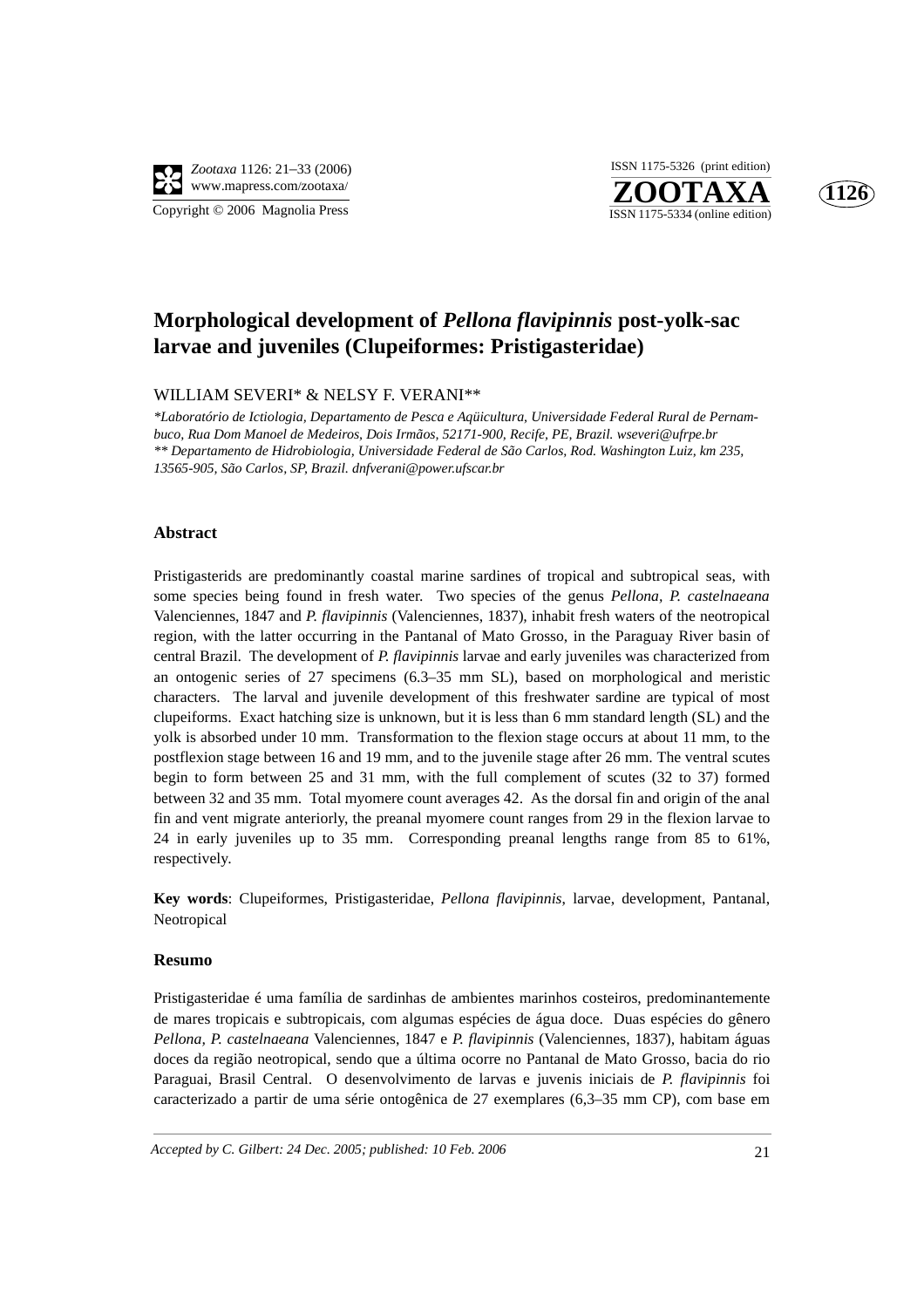# Morphological development of *Pellona flavipinnis* post-yolk-sac larvae and juveniles (Clupeiformes: Pristigasteridae)

WILLIAM SEVERI* & NELSY F. VERANI**

*\*Laboratório de Ictiologia, Departamento de Pesca e Aqüicultura, Universidade Federal Rural de Pernambuco, Rua Dom Manoel de Medeiros, Dois Irmãos, 52171-900, Recife, PE, Brazil. wseveri@ufrpe.br*
*\*\* Departamento de Hidrobiologia, Universidade Federal de São Carlos, Rod. Washington Luiz, km 235, 13565-905, São Carlos, SP, Brazil. dnfverani@power.ufscar.br*

## Abstract

Pristigasterids are predominantly coastal marine sardines of tropical and subtropical seas, with some species being found in fresh water. Two species of the genus *Pellona, P. castelnaeana* Valenciennes, 1847 and *P. flavipinnis* (Valenciennes, 1837), inhabit fresh waters of the neotropical region, with the latter occurring in the Pantanal of Mato Grosso, in the Paraguay River basin of central Brazil. The development of *P. flavipinnis* larvae and early juveniles was characterized from an ontogenic series of 27 specimens (6.3–35 mm SL), based on morphological and meristic characters. The larval and juvenile development of this freshwater sardine are typical of most clupeiforms. Exact hatching size is unknown, but it is less than 6 mm standard length (SL) and the yolk is absorbed under 10 mm. Transformation to the flexion stage occurs at about 11 mm, to the postflexion stage between 16 and 19 mm, and to the juvenile stage after 26 mm. The ventral scutes begin to form between 25 and 31 mm, with the full complement of scutes (32 to 37) formed between 32 and 35 mm. Total myomere count averages 42. As the dorsal fin and origin of the anal fin and vent migrate anteriorly, the preanal myomere count ranges from 29 in the flexion larvae to 24 in early juveniles up to 35 mm. Corresponding preanal lengths range from 85 to 61%, respectively.

**Key words**: Clupeiformes, Pristigasteridae, *Pellona flavipinnis*, larvae, development, Pantanal, Neotropical

## Resumo

Pristigasteridae é uma família de sardinhas de ambientes marinhos costeiros, predominantemente de mares tropicais e subtropicais, com algumas espécies de água doce. Duas espécies do gênero *Pellona, P. castelnaeana* Valenciennes, 1847 e *P. flavipinnis* (Valenciennes, 1837), habitam águas doces da região neotropical, sendo que a última ocorre no Pantanal de Mato Grosso, bacia do rio Paraguai, Brasil Central. O desenvolvimento de larvas e juvenis iniciais de *P. flavipinnis* foi caracterizado a partir de uma série ontogênica de 27 exemplares (6,3–35 mm CP), com base em

*Accepted by C. Gilbert: 24 Dec. 2005; published: 10 Feb. 2006*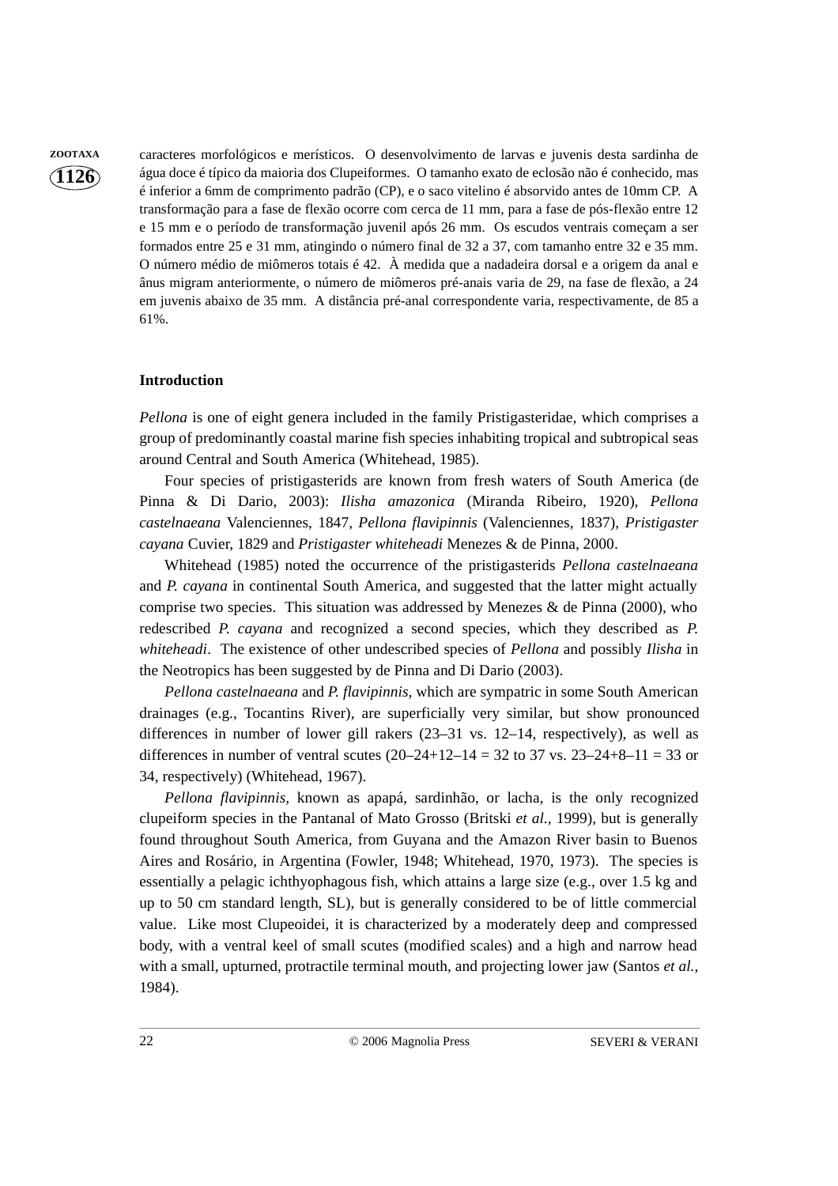caracteres morfológicos e merísticos. O desenvolvimento de larvas e juvenis desta sardinha de água doce é típico da maioria dos Clupeiformes. O tamanho exato de eclosão não é conhecido, mas é inferior a 6mm de comprimento padrão (CP), e o saco vitelino é absorvido antes de 10mm CP. A transformação para a fase de flexão ocorre com cerca de 11 mm, para a fase de pós-flexão entre 12 e 15 mm e o período de transformação juvenil após 26 mm. Os escudos ventrais começam a ser formados entre 25 e 31 mm, atingindo o número final de 32 a 37, com tamanho entre 32 e 35 mm. O número médio de miômeros totais é 42. À medida que a nadadeira dorsal e a origem da anal e ânus migram anteriormente, o número de miômeros pré-anais varia de 29, na fase de flexão, a 24 em juvenis abaixo de 35 mm. A distância pré-anal correspondente varia, respectivamente, de 85 a 61%.

## Introduction

*Pellona* is one of eight genera included in the family Pristigasteridae, which comprises a group of predominantly coastal marine fish species inhabiting tropical and subtropical seas around Central and South America (Whitehead, 1985).

Four species of pristigasterids are known from fresh waters of South America (de Pinna & Di Dario, 2003): *Ilisha amazonica* (Miranda Ribeiro, 1920), *Pellona castelnaeana* Valenciennes, 1847, *Pellona flavipinnis* (Valenciennes, 1837), *Pristigaster cayana* Cuvier, 1829 and *Pristigaster whiteheadi* Menezes & de Pinna, 2000.

Whitehead (1985) noted the occurrence of the pristigasterids *Pellona castelnaeana* and *P. cayana* in continental South America, and suggested that the latter might actually comprise two species. This situation was addressed by Menezes & de Pinna (2000), who redescribed *P. cayana* and recognized a second species, which they described as *P. whiteheadi*. The existence of other undescribed species of *Pellona* and possibly *Ilisha* in the Neotropics has been suggested by de Pinna and Di Dario (2003).

*Pellona castelnaeana* and *P. flavipinnis,* which are sympatric in some South American drainages (e.g., Tocantins River), are superficially very similar, but show pronounced differences in number of lower gill rakers (23–31 vs. 12–14, respectively), as well as differences in number of ventral scutes (20–24+12–14 = 32 to 37 vs. 23–24+8–11 = 33 or 34, respectively) (Whitehead, 1967).

*Pellona flavipinnis,* known as apapá, sardinhão, or lacha, is the only recognized clupeiform species in the Pantanal of Mato Grosso (Britski *et al.*, 1999), but is generally found throughout South America, from Guyana and the Amazon River basin to Buenos Aires and Rosário, in Argentina (Fowler, 1948; Whitehead, 1970, 1973). The species is essentially a pelagic ichthyophagous fish, which attains a large size (e.g., over 1.5 kg and up to 50 cm standard length, SL), but is generally considered to be of little commercial value. Like most Clupeoidei, it is characterized by a moderately deep and compressed body, with a ventral keel of small scutes (modified scales) and a high and narrow head with a small, upturned, protractile terminal mouth, and projecting lower jaw (Santos *et al.*, 1984).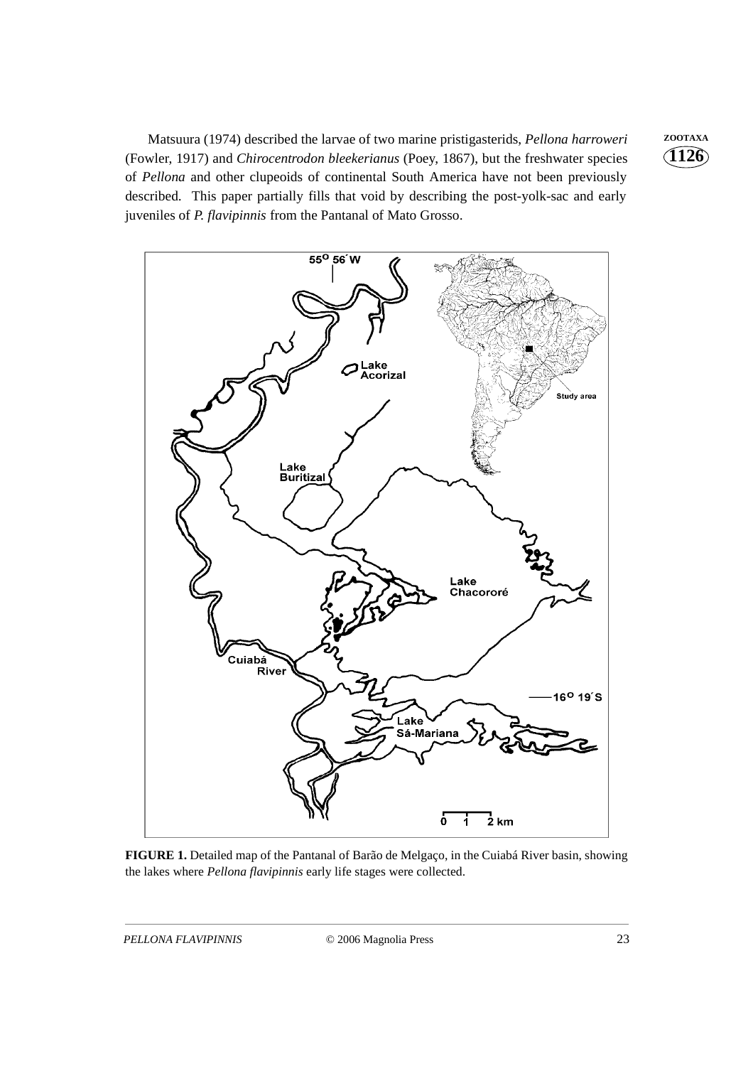Matsuura (1974) described the larvae of two marine pristigasterids, *Pellona harroweri* (Fowler, 1917) and *Chirocentrodon bleekerianus* (Poey, 1867), but the freshwater species of *Pellona* and other clupeoids of continental South America have not been previously described. This paper partially fills that void by describing the post-yolk-sac and early juveniles of *P. flavipinnis* from the Pantanal of Mato Grosso.

**FIGURE 1.** Detailed map of the Pantanal of Barão de Melgaço, in the Cuiabá River basin, showing the lakes where *Pellona flavipinnis* early life stages were collected.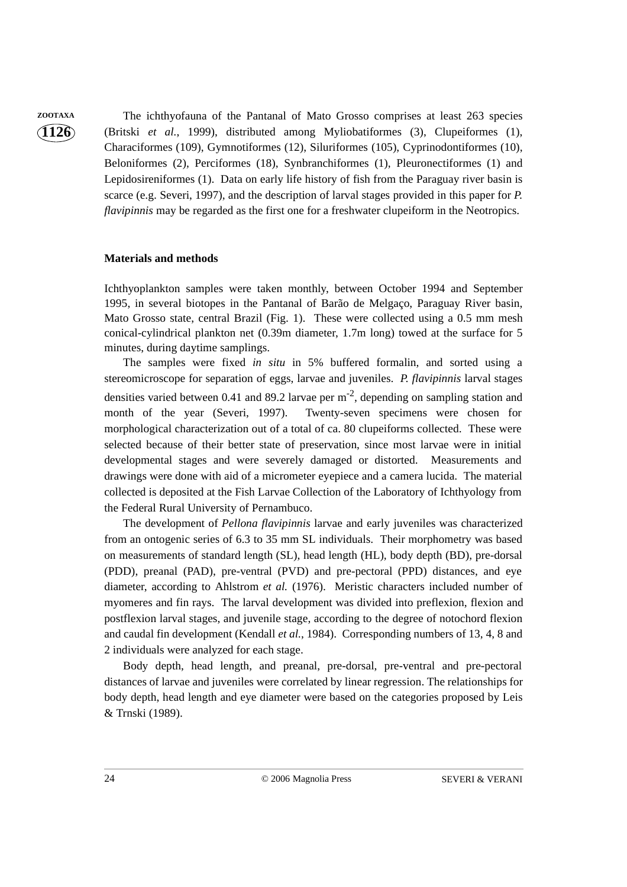The ichthyofauna of the Pantanal of Mato Grosso comprises at least 263 species (Britski *et al.*, 1999), distributed among Myliobatiformes (3), Clupeiformes (1), Characiformes (109), Gymnotiformes (12), Siluriformes (105), Cyprinodontiformes (10), Beloniformes (2), Perciformes (18), Synbranchiformes (1), Pleuronectiformes (1) and Lepidosireniformes (1). Data on early life history of fish from the Paraguay river basin is scarce (e.g. Severi, 1997), and the description of larval stages provided in this paper for *P. flavipinnis* may be regarded as the first one for a freshwater clupeiform in the Neotropics.

**Materials and methods**

Ichthyoplankton samples were taken monthly, between October 1994 and September 1995, in several biotopes in the Pantanal of Barão de Melgaço, Paraguay River basin, Mato Grosso state, central Brazil (Fig. 1). These were collected using a 0.5 mm mesh conical-cylindrical plankton net (0.39m diameter, 1.7m long) towed at the surface for 5 minutes, during daytime samplings.

The samples were fixed *in situ* in 5% buffered formalin, and sorted using a stereomicroscope for separation of eggs, larvae and juveniles. *P. flavipinnis* larval stages densities varied between 0.41 and 89.2 larvae per $m^{-2}$, depending on sampling station and month of the year (Severi, 1997). Twenty-seven specimens were chosen for morphological characterization out of a total of ca. 80 clupeiforms collected. These were selected because of their better state of preservation, since most larvae were in initial developmental stages and were severely damaged or distorted. Measurements and drawings were done with aid of a micrometer eyepiece and a camera lucida. The material collected is deposited at the Fish Larvae Collection of the Laboratory of Ichthyology from the Federal Rural University of Pernambuco.

The development of *Pellona flavipinnis* larvae and early juveniles was characterized from an ontogenic series of 6.3 to 35 mm SL individuals. Their morphometry was based on measurements of standard length (SL), head length (HL), body depth (BD), pre-dorsal (PDD), preanal (PAD), pre-ventral (PVD) and pre-pectoral (PPD) distances, and eye diameter, according to Ahlstrom *et al.* (1976). Meristic characters included number of myomeres and fin rays. The larval development was divided into preflexion, flexion and postflexion larval stages, and juvenile stage, according to the degree of notochord flexion and caudal fin development (Kendall *et al.*, 1984). Corresponding numbers of 13, 4, 8 and 2 individuals were analyzed for each stage.

Body depth, head length, and preanal, pre-dorsal, pre-ventral and pre-pectoral distances of larvae and juveniles were correlated by linear regression. The relationships for body depth, head length and eye diameter were based on the categories proposed by Leis & Trnski (1989).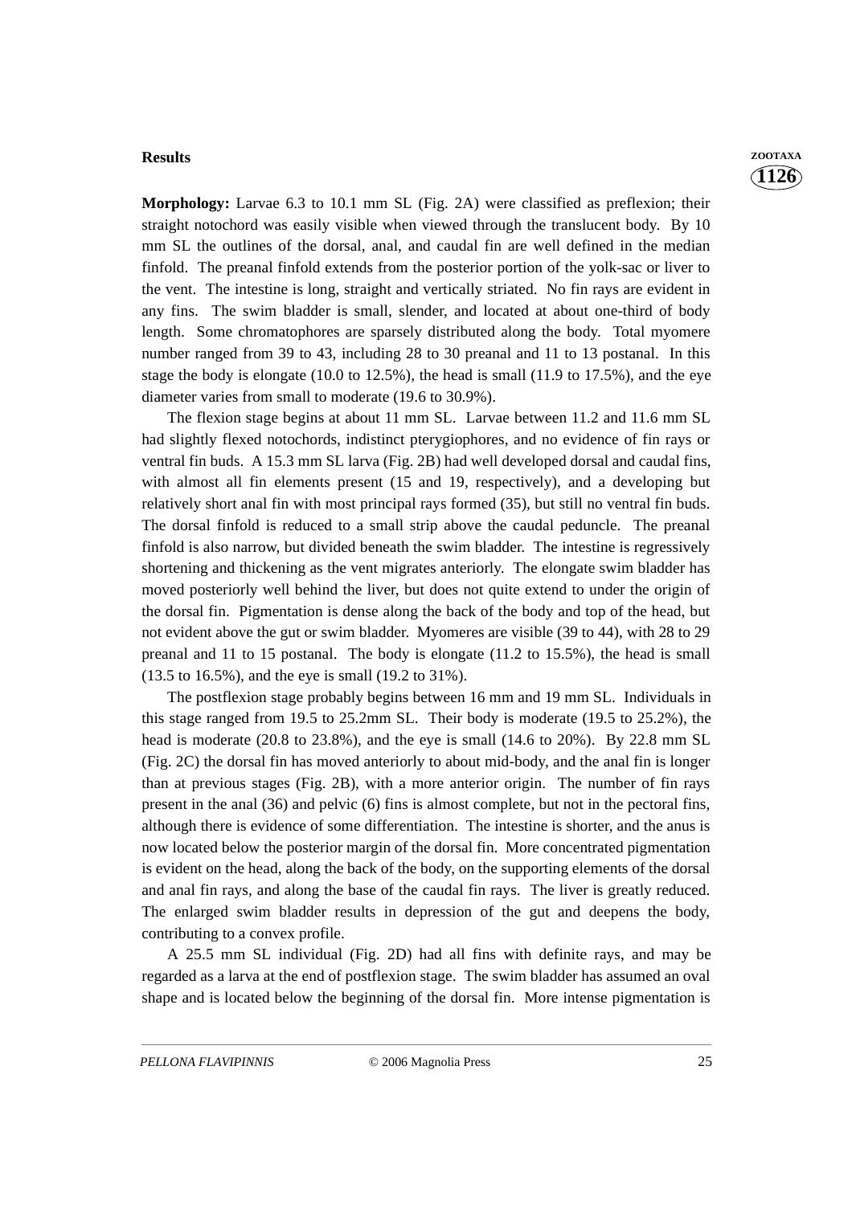## Results

**Morphology:** Larvae 6.3 to 10.1 mm SL (Fig. 2A) were classified as preflexion; their straight notochord was easily visible when viewed through the translucent body. By 10 mm SL the outlines of the dorsal, anal, and caudal fin are well defined in the median finfold. The preanal finfold extends from the posterior portion of the yolk-sac or liver to the vent. The intestine is long, straight and vertically striated. No fin rays are evident in any fins. The swim bladder is small, slender, and located at about one-third of body length. Some chromatophores are sparsely distributed along the body. Total myomere number ranged from 39 to 43, including 28 to 30 preanal and 11 to 13 postanal. In this stage the body is elongate (10.0 to 12.5%), the head is small (11.9 to 17.5%), and the eye diameter varies from small to moderate (19.6 to 30.9%).

The flexion stage begins at about 11 mm SL. Larvae between 11.2 and 11.6 mm SL had slightly flexed notochords, indistinct pterygiophores, and no evidence of fin rays or ventral fin buds. A 15.3 mm SL larva (Fig. 2B) had well developed dorsal and caudal fins, with almost all fin elements present (15 and 19, respectively), and a developing but relatively short anal fin with most principal rays formed (35), but still no ventral fin buds. The dorsal finfold is reduced to a small strip above the caudal peduncle. The preanal finfold is also narrow, but divided beneath the swim bladder. The intestine is regressively shortening and thickening as the vent migrates anteriorly. The elongate swim bladder has moved posteriorly well behind the liver, but does not quite extend to under the origin of the dorsal fin. Pigmentation is dense along the back of the body and top of the head, but not evident above the gut or swim bladder. Myomeres are visible (39 to 44), with 28 to 29 preanal and 11 to 15 postanal. The body is elongate (11.2 to 15.5%), the head is small (13.5 to 16.5%), and the eye is small (19.2 to 31%).

The postflexion stage probably begins between 16 mm and 19 mm SL. Individuals in this stage ranged from 19.5 to 25.2mm SL. Their body is moderate (19.5 to 25.2%), the head is moderate (20.8 to 23.8%), and the eye is small (14.6 to 20%). By 22.8 mm SL (Fig. 2C) the dorsal fin has moved anteriorly to about mid-body, and the anal fin is longer than at previous stages (Fig. 2B), with a more anterior origin. The number of fin rays present in the anal (36) and pelvic (6) fins is almost complete, but not in the pectoral fins, although there is evidence of some differentiation. The intestine is shorter, and the anus is now located below the posterior margin of the dorsal fin. More concentrated pigmentation is evident on the head, along the back of the body, on the supporting elements of the dorsal and anal fin rays, and along the base of the caudal fin rays. The liver is greatly reduced. The enlarged swim bladder results in depression of the gut and deepens the body, contributing to a convex profile.

A 25.5 mm SL individual (Fig. 2D) had all fins with definite rays, and may be regarded as a larva at the end of postflexion stage. The swim bladder has assumed an oval shape and is located below the beginning of the dorsal fin. More intense pigmentation is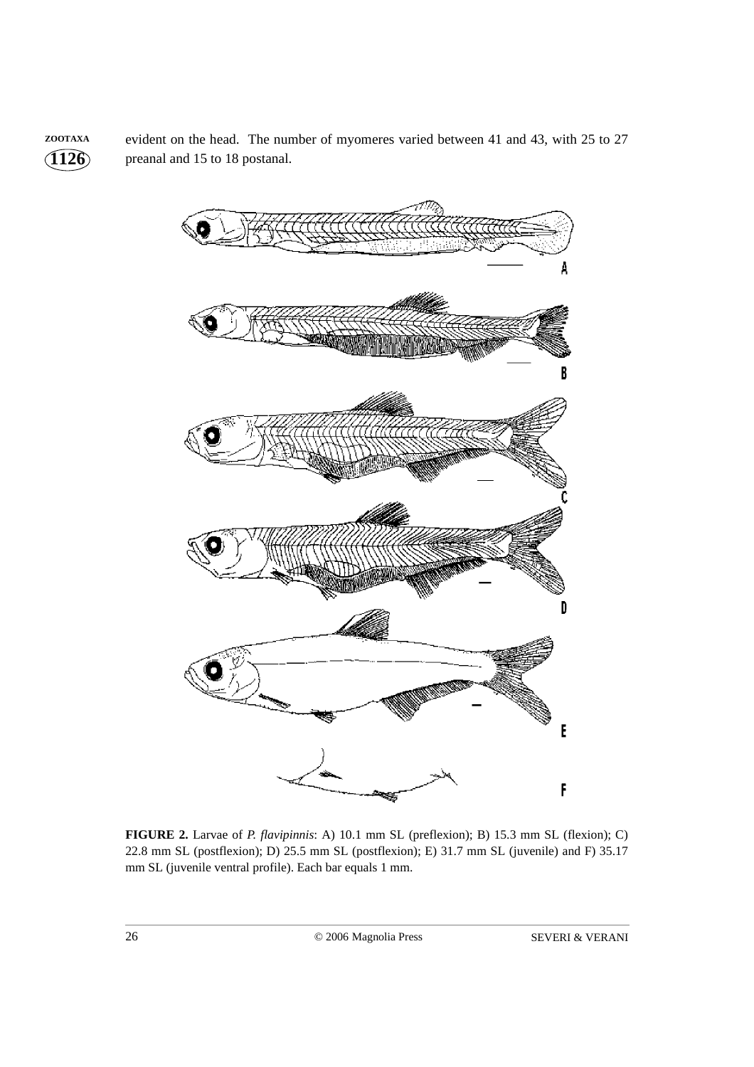evident on the head. The number of myomeres varied between 41 and 43, with 25 to 27 preanal and 15 to 18 postanal.

**FIGURE 2.** Larvae of *P. flavipinnis*: A) 10.1 mm SL (preflexion); B) 15.3 mm SL (flexion); C) 22.8 mm SL (postflexion); D) 25.5 mm SL (postflexion); E) 31.7 mm SL (juvenile) and F) 35.17 mm SL (juvenile ventral profile). Each bar equals 1 mm.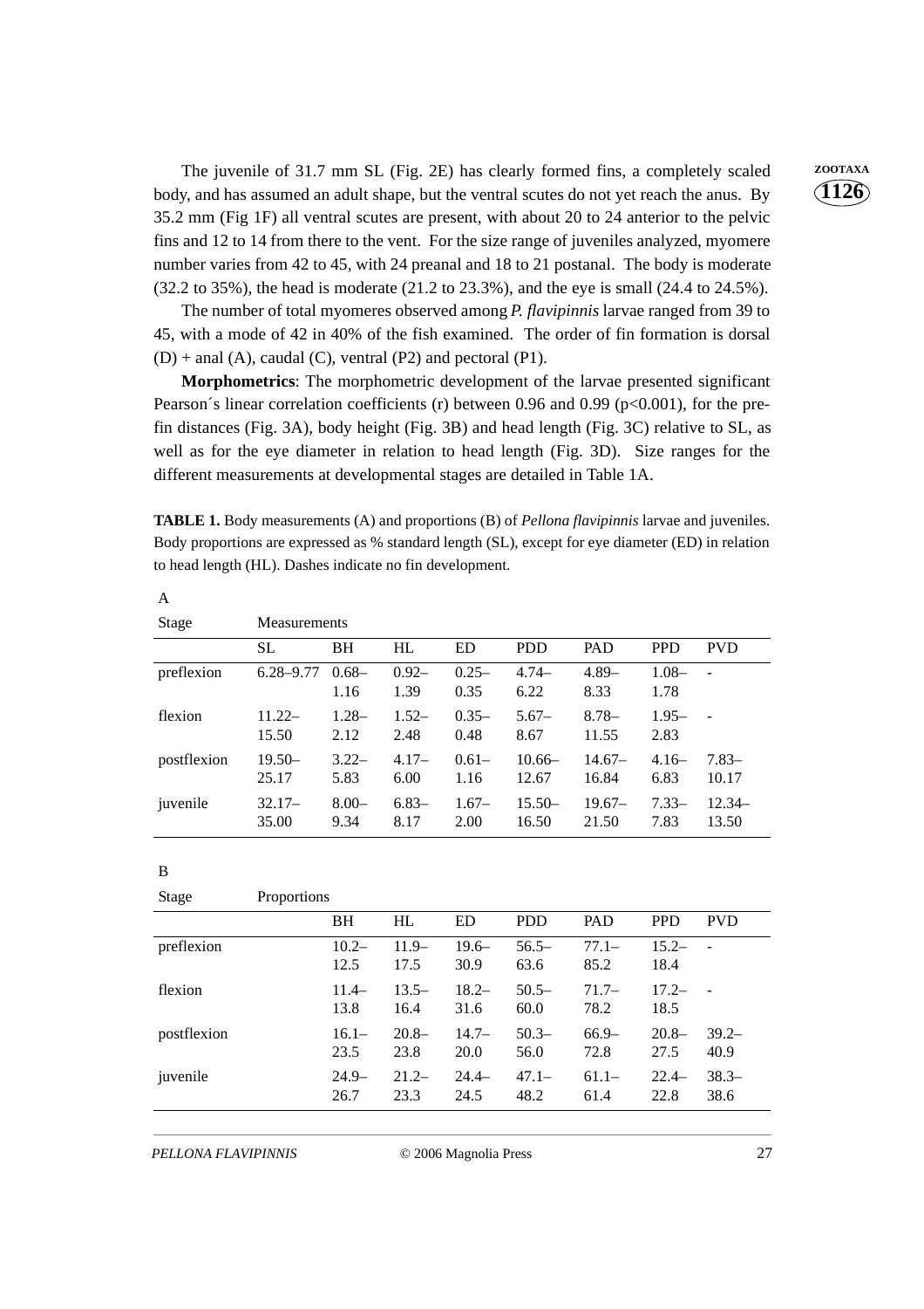The juvenile of 31.7 mm SL (Fig. 2E) has clearly formed fins, a completely scaled body, and has assumed an adult shape, but the ventral scutes do not yet reach the anus. By 35.2 mm (Fig 1F) all ventral scutes are present, with about 20 to 24 anterior to the pelvic fins and 12 to 14 from there to the vent. For the size range of juveniles analyzed, myomere number varies from 42 to 45, with 24 preanal and 18 to 21 postanal. The body is moderate (32.2 to 35%), the head is moderate (21.2 to 23.3%), and the eye is small (24.4 to 24.5%).

The number of total myomeres observed among *P. flavipinnis* larvae ranged from 39 to 45, with a mode of 42 in 40% of the fish examined. The order of fin formation is dorsal (D) + anal (A), caudal (C), ventral (P2) and pectoral (P1).

**Morphometrics**: The morphometric development of the larvae presented significant Pearson´s linear correlation coefficients (r) between 0.96 and 0.99 ($p<0.001$), for the pre-fin distances (Fig. 3A), body height (Fig. 3B) and head length (Fig. 3C) relative to SL, as well as for the eye diameter in relation to head length (Fig. 3D). Size ranges for the different measurements at developmental stages are detailed in Table 1A.

**TABLE 1.** Body measurements (A) and proportions (B) of *Pellona flavipinnis* larvae and juveniles. Body proportions are expressed as % standard length (SL), except for eye diameter (ED) in relation to head length (HL). Dashes indicate no fin development.

A

| Stage | Measurements | | | | | | | |
|---|---|---|---|---|---|---|---|---|
| | SL | BH | HL | ED | PDD | PAD | PPD | PVD |
| preflexion | 6.28–9.77 | 0.68–1.16 | 0.92–1.39 | 0.25–0.35 | 4.74–6.22 | 4.89–8.33 | 1.08–1.78 | - |
| flexion | 11.22–15.50 | 1.28–2.12 | 1.52–2.48 | 0.35–0.48 | 5.67–8.67 | 8.78–11.55 | 1.95–2.83 | - |
| postflexion | 19.50–25.17 | 3.22–5.83 | 4.17–6.00 | 0.61–1.16 | 10.66–12.67 | 14.67–16.84 | 4.16–6.83 | 7.83–10.17 |
| juvenile | 32.17–35.00 | 8.00–9.34 | 6.83–8.17 | 1.67–2.00 | 15.50–16.50 | 19.67–21.50 | 7.33–7.83 | 12.34–13.50 |

B

| Stage | Proportions | | | | | | |
|---|---|---|---|---|---|---|---|
| | BH | HL | ED | PDD | PAD | PPD | PVD |
| preflexion | 10.2–12.5 | 11.9–17.5 | 19.6–30.9 | 56.5–63.6 | 77.1–85.2 | 15.2–18.4 | - |
| flexion | 11.4–13.8 | 13.5–16.4 | 18.2–31.6 | 50.5–60.0 | 71.7–78.2 | 17.2–18.5 | - |
| postflexion | 16.1–23.5 | 20.8–23.8 | 14.7–20.0 | 50.3–56.0 | 66.9–72.8 | 20.8–27.5 | 39.2–40.9 |
| juvenile | 24.9–26.7 | 21.2–23.3 | 24.4–24.5 | 47.1–48.2 | 61.1–61.4 | 22.4–22.8 | 38.3–38.6 |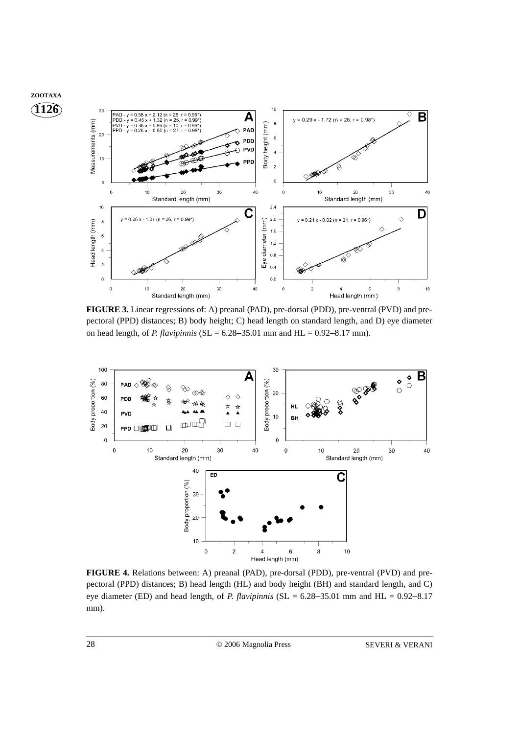**FIGURE 3.** Linear regressions of: A) preanal (PAD), pre-dorsal (PDD), pre-ventral (PVD) and pre-pectoral (PPD) distances; B) body height; C) head length on standard length, and D) eye diameter on head length, of *P. flavipinnis* (SL = 6.28–35.01 mm and HL = 0.92–8.17 mm).

**FIGURE 4.** Relations between: A) preanal (PAD), pre-dorsal (PDD), pre-ventral (PVD) and pre-pectoral (PPD) distances; B) head length (HL) and body height (BH) and standard length, and C) eye diameter (ED) and head length, of *P. flavipinnis* (SL = 6.28–35.01 mm and HL = 0.92–8.17 mm).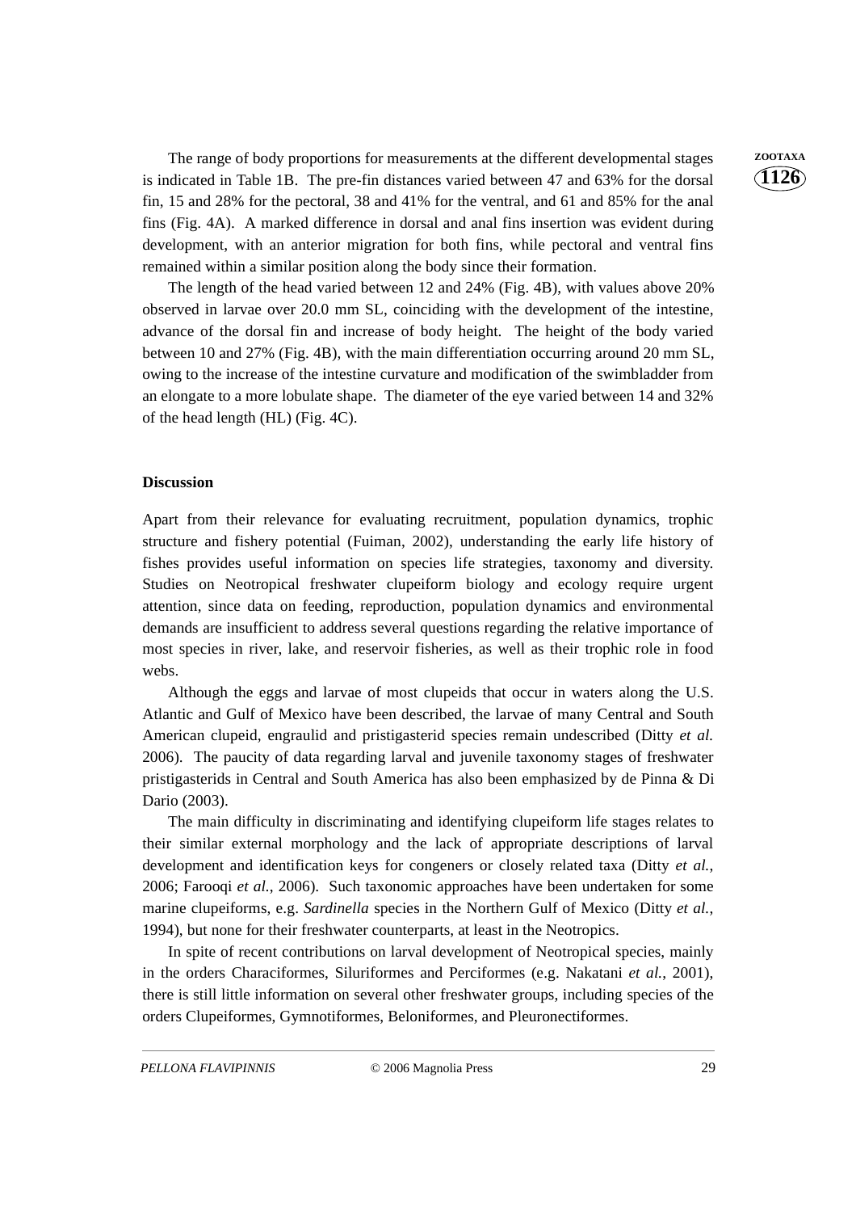The range of body proportions for measurements at the different developmental stages is indicated in Table 1B. The pre-fin distances varied between 47 and 63% for the dorsal fin, 15 and 28% for the pectoral, 38 and 41% for the ventral, and 61 and 85% for the anal fins (Fig. 4A). A marked difference in dorsal and anal fins insertion was evident during development, with an anterior migration for both fins, while pectoral and ventral fins remained within a similar position along the body since their formation.

The length of the head varied between 12 and 24% (Fig. 4B), with values above 20% observed in larvae over 20.0 mm SL, coinciding with the development of the intestine, advance of the dorsal fin and increase of body height. The height of the body varied between 10 and 27% (Fig. 4B), with the main differentiation occurring around 20 mm SL, owing to the increase of the intestine curvature and modification of the swimbladder from an elongate to a more lobulate shape. The diameter of the eye varied between 14 and 32% of the head length (HL) (Fig. 4C).

## Discussion

Apart from their relevance for evaluating recruitment, population dynamics, trophic structure and fishery potential (Fuiman, 2002), understanding the early life history of fishes provides useful information on species life strategies, taxonomy and diversity. Studies on Neotropical freshwater clupeiform biology and ecology require urgent attention, since data on feeding, reproduction, population dynamics and environmental demands are insufficient to address several questions regarding the relative importance of most species in river, lake, and reservoir fisheries, as well as their trophic role in food webs.

Although the eggs and larvae of most clupeids that occur in waters along the U.S. Atlantic and Gulf of Mexico have been described, the larvae of many Central and South American clupeid, engraulid and pristigasterid species remain undescribed (Ditty *et al.* 2006). The paucity of data regarding larval and juvenile taxonomy stages of freshwater pristigasterids in Central and South America has also been emphasized by de Pinna & Di Dario (2003).

The main difficulty in discriminating and identifying clupeiform life stages relates to their similar external morphology and the lack of appropriate descriptions of larval development and identification keys for congeners or closely related taxa (Ditty *et al.*, 2006; Farooqi *et al.*, 2006). Such taxonomic approaches have been undertaken for some marine clupeiforms, e.g. *Sardinella* species in the Northern Gulf of Mexico (Ditty *et al.*, 1994), but none for their freshwater counterparts, at least in the Neotropics.

In spite of recent contributions on larval development of Neotropical species, mainly in the orders Characiformes, Siluriformes and Perciformes (e.g. Nakatani *et al.*, 2001), there is still little information on several other freshwater groups, including species of the orders Clupeiformes, Gymnotiformes, Beloniformes, and Pleuronectiformes.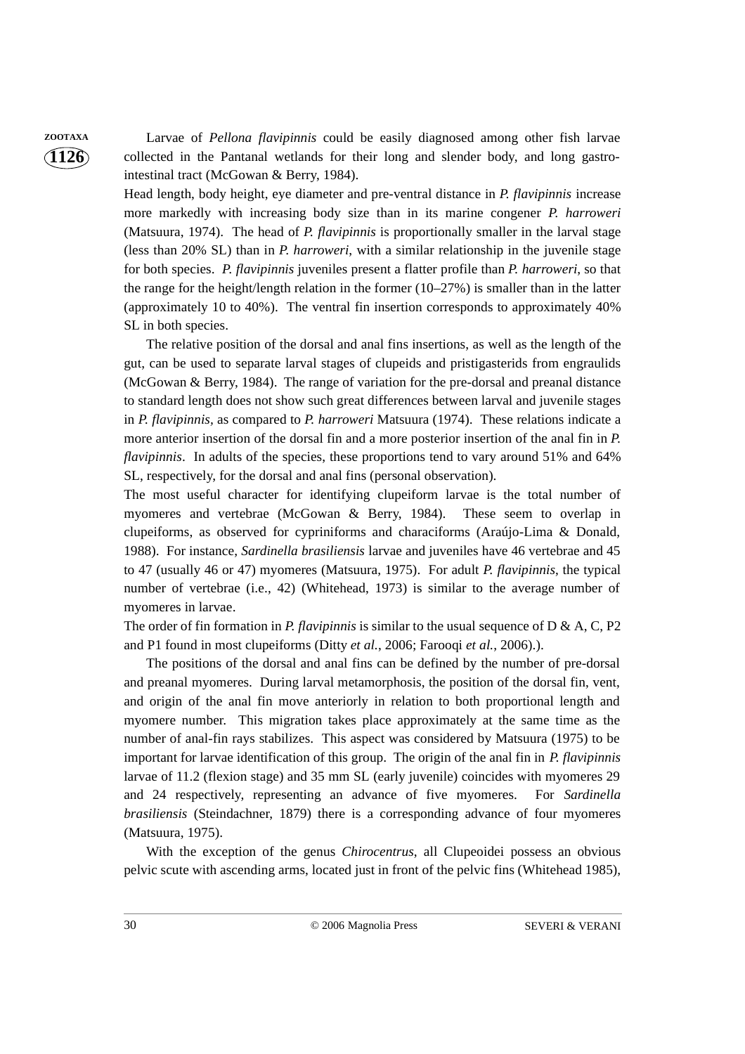Larvae of *Pellona flavipinnis* could be easily diagnosed among other fish larvae collected in the Pantanal wetlands for their long and slender body, and long gastro-intestinal tract (McGowan & Berry, 1984).

Head length, body height, eye diameter and pre-ventral distance in *P. flavipinnis* increase more markedly with increasing body size than in its marine congener *P. harroweri* (Matsuura, 1974). The head of *P. flavipinnis* is proportionally smaller in the larval stage (less than 20% SL) than in *P. harroweri*, with a similar relationship in the juvenile stage for both species. *P. flavipinnis* juveniles present a flatter profile than *P. harroweri*, so that the range for the height/length relation in the former (10–27%) is smaller than in the latter (approximately 10 to 40%). The ventral fin insertion corresponds to approximately 40% SL in both species.

The relative position of the dorsal and anal fins insertions, as well as the length of the gut, can be used to separate larval stages of clupeids and pristigasterids from engraulids (McGowan & Berry, 1984). The range of variation for the pre-dorsal and preanal distance to standard length does not show such great differences between larval and juvenile stages in *P. flavipinnis*, as compared to *P. harroweri* Matsuura (1974). These relations indicate a more anterior insertion of the dorsal fin and a more posterior insertion of the anal fin in *P. flavipinnis*. In adults of the species, these proportions tend to vary around 51% and 64% SL, respectively, for the dorsal and anal fins (personal observation).

The most useful character for identifying clupeiform larvae is the total number of myomeres and vertebrae (McGowan & Berry, 1984). These seem to overlap in clupeiforms, as observed for cypriniforms and characiforms (Araújo-Lima & Donald, 1988). For instance, *Sardinella brasiliensis* larvae and juveniles have 46 vertebrae and 45 to 47 (usually 46 or 47) myomeres (Matsuura, 1975). For adult *P. flavipinnis*, the typical number of vertebrae (i.e., 42) (Whitehead, 1973) is similar to the average number of myomeres in larvae.

The order of fin formation in *P. flavipinnis* is similar to the usual sequence of D & A, C, P2 and P1 found in most clupeiforms (Ditty *et al.*, 2006; Farooqi *et al.*, 2006).).

The positions of the dorsal and anal fins can be defined by the number of pre-dorsal and preanal myomeres. During larval metamorphosis, the position of the dorsal fin, vent, and origin of the anal fin move anteriorly in relation to both proportional length and myomere number. This migration takes place approximately at the same time as the number of anal-fin rays stabilizes. This aspect was considered by Matsuura (1975) to be important for larvae identification of this group. The origin of the anal fin in *P. flavipinnis* larvae of 11.2 (flexion stage) and 35 mm SL (early juvenile) coincides with myomeres 29 and 24 respectively, representing an advance of five myomeres. For *Sardinella brasiliensis* (Steindachner, 1879) there is a corresponding advance of four myomeres (Matsuura, 1975).

With the exception of the genus *Chirocentrus*, all Clupeoidei possess an obvious pelvic scute with ascending arms, located just in front of the pelvic fins (Whitehead 1985),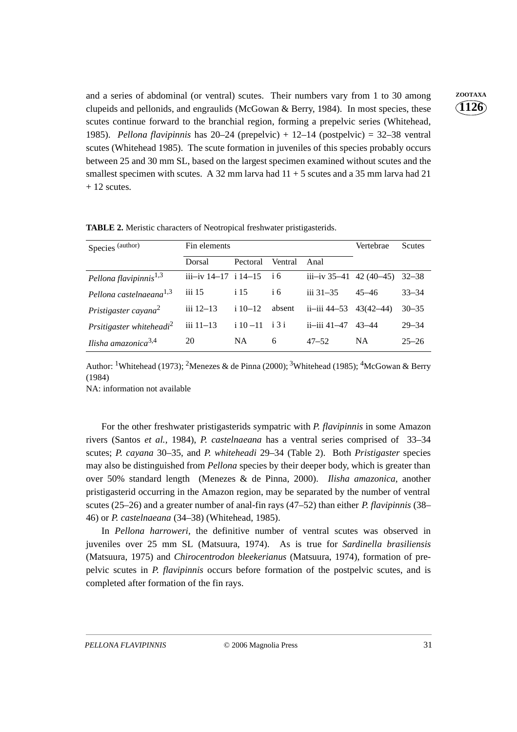and a series of abdominal (or ventral) scutes. Their numbers vary from 1 to 30 among clupeids and pellonids, and engraulids (McGowan & Berry, 1984). In most species, these scutes continue forward to the branchial region, forming a prepelvic series (Whitehead, 1985). *Pellona flavipinnis* has 20–24 (prepelvic) + 12–14 (postpelvic) = 32–38 ventral scutes (Whitehead 1985). The scute formation in juveniles of this species probably occurs between 25 and 30 mm SL, based on the largest specimen examined without scutes and the smallest specimen with scutes. A 32 mm larva had 11 + 5 scutes and a 35 mm larva had 21 + 12 scutes.

**TABLE 2.** Meristic characters of Neotropical freshwater pristigasterids.

| Species (author) | Fin elements | | | | Vertebrae | Scutes |
|---|---|---|---|---|---|---|
| | Dorsal | Pectoral | Ventral | Anal | | |
| *Pellona flavipinnis*[1,3] | iii–iv 14–17 | i 14–15 | i 6 | iii–iv 35–41 | 42 (40–45) | 32–38 |
| *Pellona castelnaeana*[1,3] | iii 15 | i 15 | i 6 | iii 31–35 | 45–46 | 33–34 |
| *Pristigaster cayana*[2] | iii 12–13 | i 10–12 | absent | ii–iii 44–53 | 43(42–44) | 30–35 |
| *Prsitigaster whiteheadi*[2] | iii 11–13 | i 10 –11 | i 3 i | ii–iii 41–47 | 43–44 | 29–34 |
| *Ilisha amazonica*[3,4] | 20 | NA | 6 | 47–52 | NA | 25–26 |

Author: [1]Whitehead (1973); [2]Menezes & de Pinna (2000); [3]Whitehead (1985); [4]McGowan & Berry (1984)

NA: information not available

For the other freshwater pristigasterids sympatric with *P. flavipinnis* in some Amazon rivers (Santos *et al.*, 1984), *P. castelnaeana* has a ventral series comprised of 33–34 scutes; *P. cayana* 30–35, and *P. whiteheadi* 29–34 (Table 2). Both *Pristigaster* species may also be distinguished from *Pellona* species by their deeper body, which is greater than over 50% standard length (Menezes & de Pinna, 2000). *Ilisha amazonica*, another pristigasterid occurring in the Amazon region, may be separated by the number of ventral scutes (25–26) and a greater number of anal-fin rays (47–52) than either *P. flavipinnis* (38–46) or *P. castelnaeana* (34–38) (Whitehead, 1985).

In *Pellona harroweri*, the definitive number of ventral scutes was observed in juveniles over 25 mm SL (Matsuura, 1974). As is true for *Sardinella brasiliensis* (Matsuura, 1975) and *Chirocentrodon bleekerianus* (Matsuura, 1974), formation of pre-pelvic scutes in *P. flavipinnis* occurs before formation of the postpelvic scutes, and is completed after formation of the fin rays.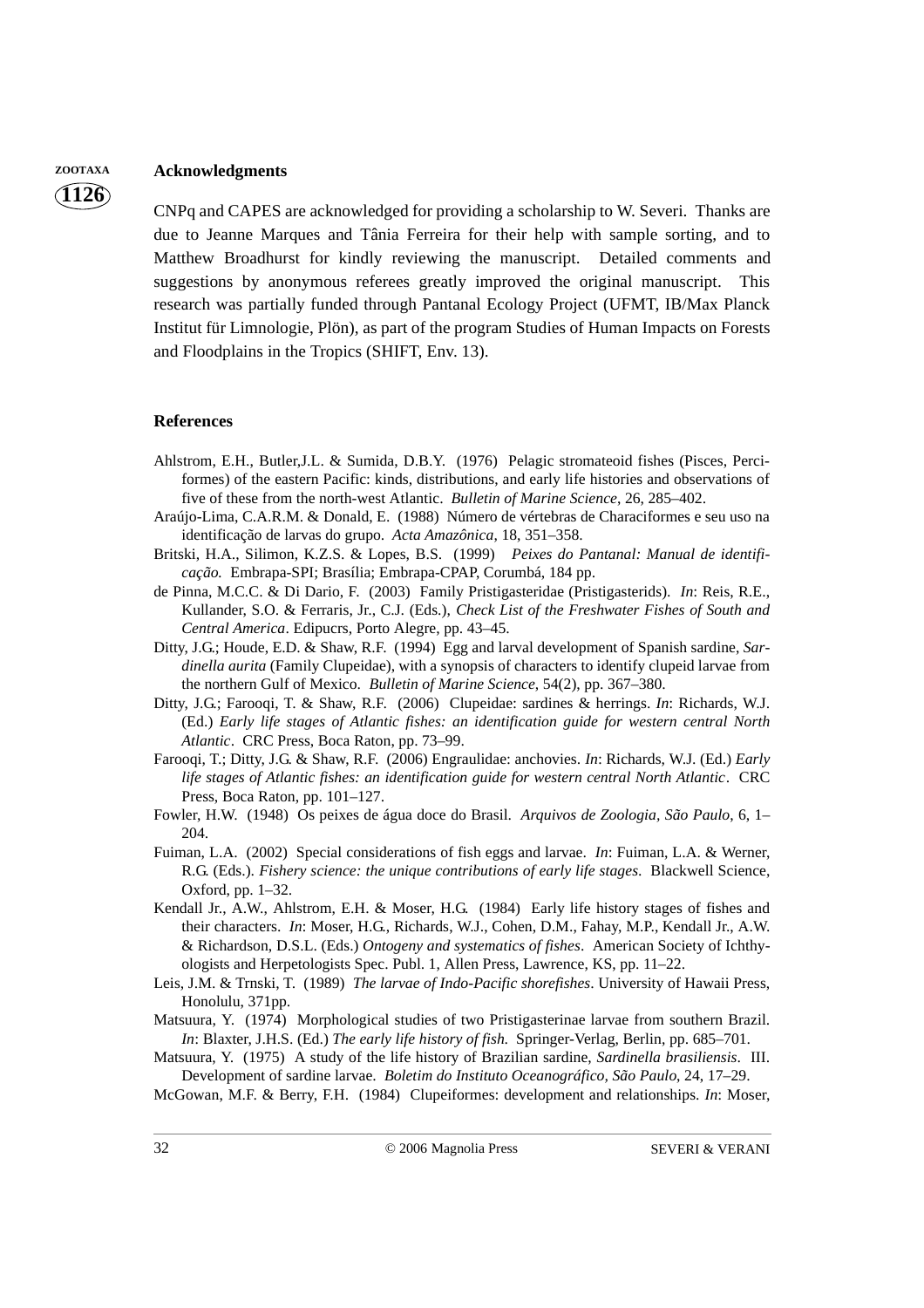## Acknowledgments

CNPq and CAPES are acknowledged for providing a scholarship to W. Severi. Thanks are due to Jeanne Marques and Tânia Ferreira for their help with sample sorting, and to Matthew Broadhurst for kindly reviewing the manuscript. Detailed comments and suggestions by anonymous referees greatly improved the original manuscript. This research was partially funded through Pantanal Ecology Project (UFMT, IB/Max Planck Institut für Limnologie, Plön), as part of the program Studies of Human Impacts on Forests and Floodplains in the Tropics (SHIFT, Env. 13).

## References

Ahlstrom, E.H., Butler,J.L. & Sumida, D.B.Y. (1976) Pelagic stromateoid fishes (Pisces, Perciformes) of the eastern Pacific: kinds, distributions, and early life histories and observations of five of these from the north-west Atlantic. *Bulletin of Marine Science*, 26, 285–402.

Araújo-Lima, C.A.R.M. & Donald, E. (1988) Número de vértebras de Characiformes e seu uso na identificação de larvas do grupo. *Acta Amazônica*, 18, 351–358.

Britski, H.A., Silimon, K.Z.S. & Lopes, B.S. (1999) *Peixes do Pantanal: Manual de identificação.* Embrapa-SPI; Brasília; Embrapa-CPAP, Corumbá, 184 pp.

de Pinna, M.C.C. & Di Dario, F. (2003) Family Pristigasteridae (Pristigasterids). *In*: Reis, R.E., Kullander, S.O. & Ferraris, Jr., C.J. (Eds.), *Check List of the Freshwater Fishes of South and Central America*. Edipucrs, Porto Alegre, pp. 43–45.

Ditty, J.G.; Houde, E.D. & Shaw, R.F. (1994) Egg and larval development of Spanish sardine, *Sardinella aurita* (Family Clupeidae), with a synopsis of characters to identify clupeid larvae from the northern Gulf of Mexico. *Bulletin of Marine Science*, 54(2), pp. 367–380.

Ditty, J.G.; Farooqi, T. & Shaw, R.F. (2006) Clupeidae: sardines & herrings. *In*: Richards, W.J. (Ed.) *Early life stages of Atlantic fishes: an identification guide for western central North Atlantic*. CRC Press, Boca Raton, pp. 73–99.

Farooqi, T.; Ditty, J.G. & Shaw, R.F. (2006) Engraulidae: anchovies. *In*: Richards, W.J. (Ed.) *Early life stages of Atlantic fishes: an identification guide for western central North Atlantic*. CRC Press, Boca Raton, pp. 101–127.

Fowler, H.W. (1948) Os peixes de água doce do Brasil. *Arquivos de Zoologia, São Paulo*, 6, 1–204.

Fuiman, L.A. (2002) Special considerations of fish eggs and larvae. *In*: Fuiman, L.A. & Werner, R.G. (Eds.). *Fishery science: the unique contributions of early life stages*. Blackwell Science, Oxford, pp. 1–32.

Kendall Jr., A.W., Ahlstrom, E.H. & Moser, H.G. (1984) Early life history stages of fishes and their characters. *In*: Moser, H.G., Richards, W.J., Cohen, D.M., Fahay, M.P., Kendall Jr., A.W. & Richardson, D.S.L. (Eds.) *Ontogeny and systematics of fishes*. American Society of Ichthyologists and Herpetologists Spec. Publ. 1, Allen Press, Lawrence, KS, pp. 11–22.

Leis, J.M. & Trnski, T. (1989) *The larvae of Indo-Pacific shorefishes*. University of Hawaii Press, Honolulu, 371pp.

Matsuura, Y. (1974) Morphological studies of two Pristigasterinae larvae from southern Brazil. *In*: Blaxter, J.H.S. (Ed.) *The early life history of fish.* Springer-Verlag, Berlin, pp. 685–701.

Matsuura, Y. (1975) A study of the life history of Brazilian sardine, *Sardinella brasiliensis*. III. Development of sardine larvae. *Boletim do Instituto Oceanográfico, São Paulo*, 24, 17–29.

McGowan, M.F. & Berry, F.H. (1984) Clupeiformes: development and relationships. *In*: Moser,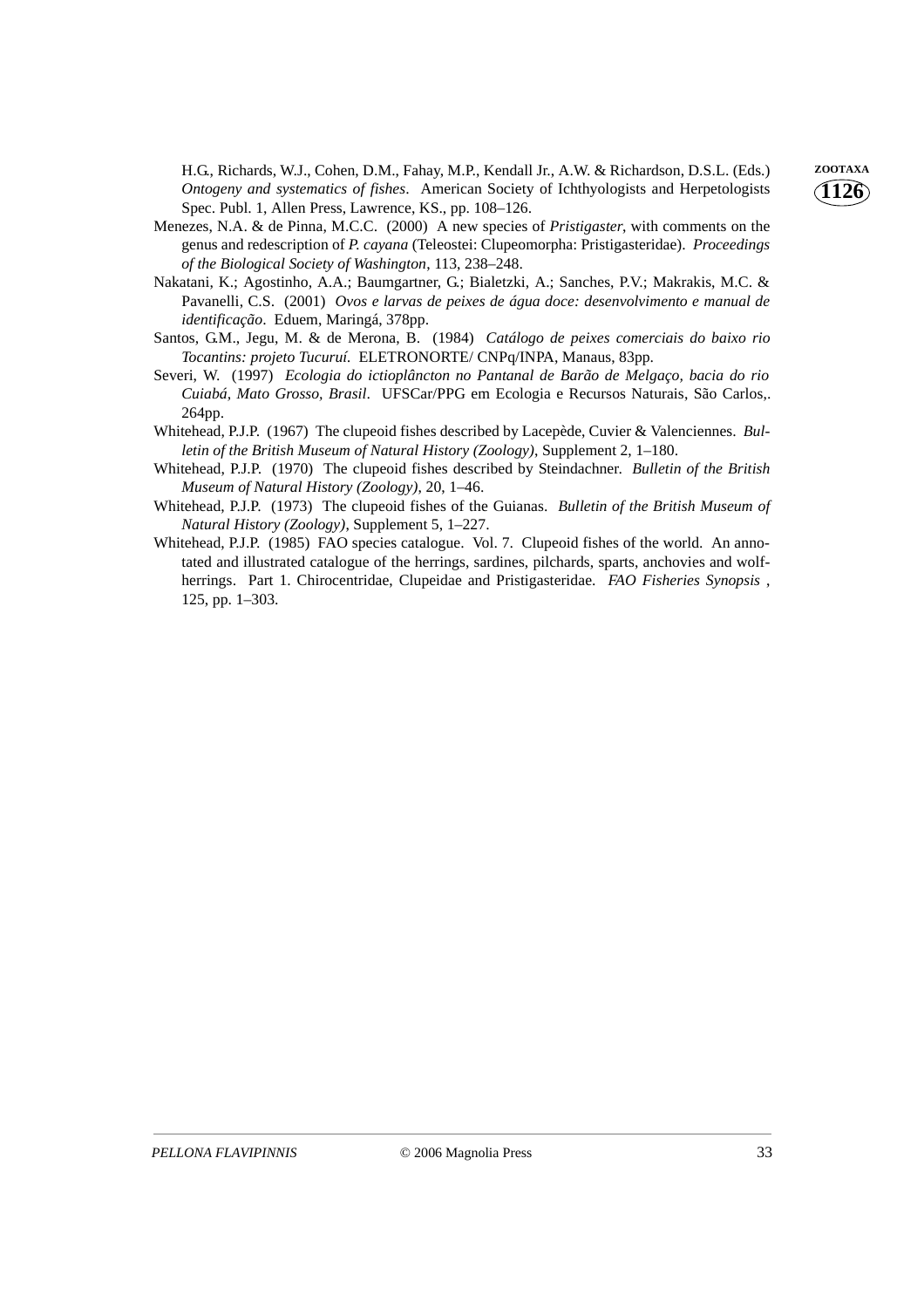H.G., Richards, W.J., Cohen, D.M., Fahay, M.P., Kendall Jr., A.W. & Richardson, D.S.L. (Eds.) *Ontogeny and systematics of fishes*. American Society of Ichthyologists and Herpetologists Spec. Publ. 1, Allen Press, Lawrence, KS., pp. 108–126.

Menezes, N.A. & de Pinna, M.C.C. (2000) A new species of *Pristigaster*, with comments on the genus and redescription of *P. cayana* (Teleostei: Clupeomorpha: Pristigasteridae). *Proceedings of the Biological Society of Washington*, 113, 238–248.

Nakatani, K.; Agostinho, A.A.; Baumgartner, G.; Bialetzki, A.; Sanches, P.V.; Makrakis, M.C. & Pavanelli, C.S. (2001) *Ovos e larvas de peixes de água doce: desenvolvimento e manual de identificação*. Eduem, Maringá, 378pp.

Santos, G.M., Jegu, M. & de Merona, B. (1984) *Catálogo de peixes comerciais do baixo rio Tocantins: projeto Tucuruí*. ELETRONORTE/ CNPq/INPA, Manaus, 83pp.

Severi, W. (1997) *Ecologia do ictioplâncton no Pantanal de Barão de Melgaço, bacia do rio Cuiabá, Mato Grosso, Brasil*. UFSCar/PPG em Ecologia e Recursos Naturais, São Carlos,. 264pp.

Whitehead, P.J.P. (1967) The clupeoid fishes described by Lacepède, Cuvier & Valenciennes. *Bulletin of the British Museum of Natural History (Zoology)*, Supplement 2, 1–180.

Whitehead, P.J.P. (1970) The clupeoid fishes described by Steindachner. *Bulletin of the British Museum of Natural History (Zoology)*, 20, 1–46.

Whitehead, P.J.P. (1973) The clupeoid fishes of the Guianas. *Bulletin of the British Museum of Natural History (Zoology)*, Supplement 5, 1–227.

Whitehead, P.J.P. (1985) FAO species catalogue. Vol. 7. Clupeoid fishes of the world. An annotated and illustrated catalogue of the herrings, sardines, pilchards, sparts, anchovies and wolf-herrings. Part 1. Chirocentridae, Clupeidae and Pristigasteridae. *FAO Fisheries Synopsis* , 125, pp. 1–303.